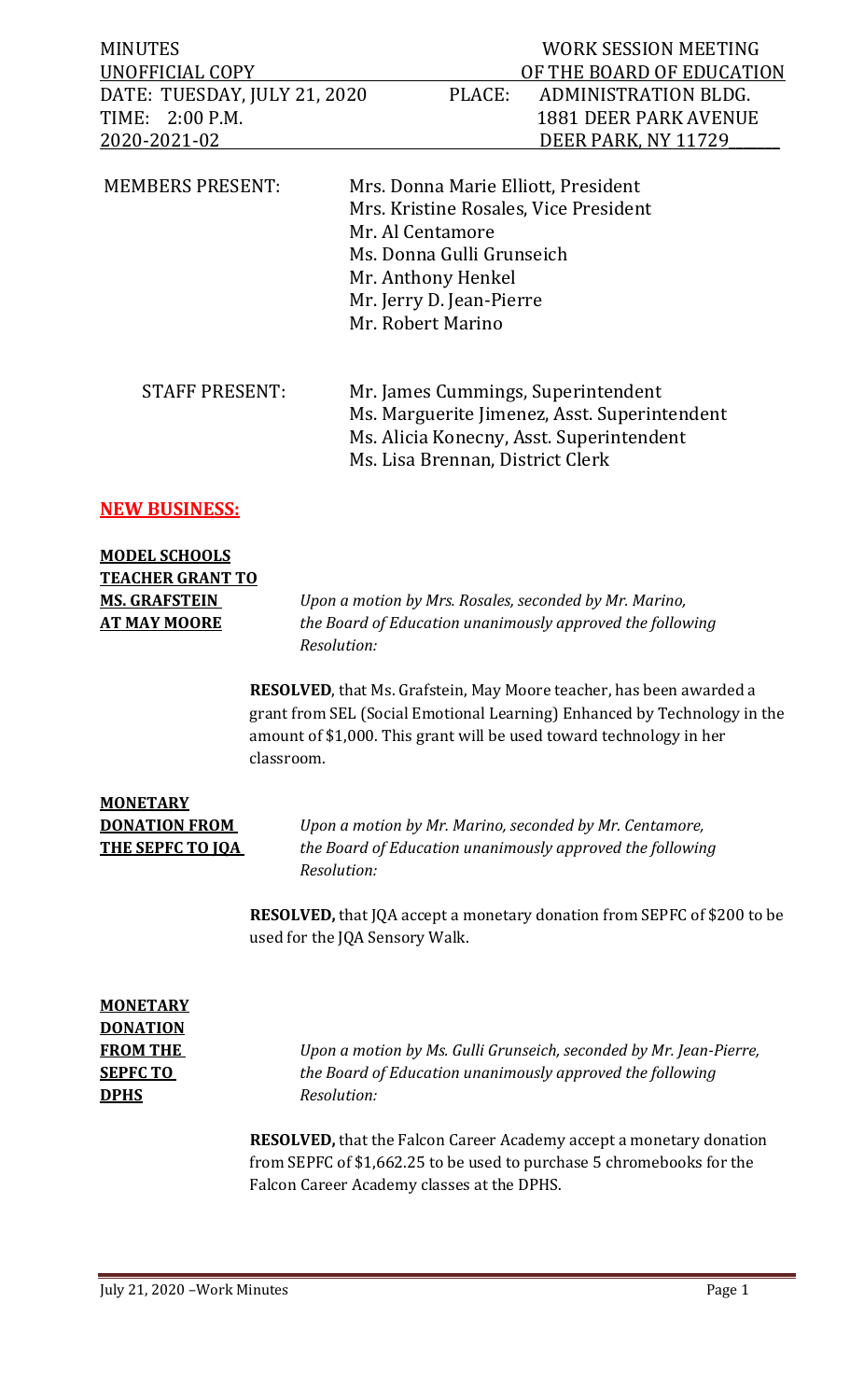| MINUTES | WORK SESSION MEETING |
|---|---|
| UNOFFICIAL COPY | OF THE BOARD OF EDUCATION |
| DATE: TUESDAY, JULY 21, 2020 | PLACE: ADMINISTRATION BLDG. |
| TIME: 2:00 P.M. | 1881 DEER PARK AVENUE |
| 2020-2021-02 | DEER PARK, NY 11729 |

MEMBERS PRESENT:
- Mrs. Donna Marie Elliott, President
- Mrs. Kristine Rosales, Vice President
- Mr. Al Centamore
- Ms. Donna Gulli Grunseich
- Mr. Anthony Henkel
- Mr. Jerry D. Jean-Pierre
- Mr. Robert Marino

STAFF PRESENT:
- Mr. James Cummings, Superintendent
- Ms. Marguerite Jimenez, Asst. Superintendent
- Ms. Alicia Konecny, Asst. Superintendent
- Ms. Lisa Brennan, District Clerk

## NEW BUSINESS:

**MODEL SCHOOLS TEACHER GRANT TO MS. GRAFSTEIN AT MAY MOORE**

*Upon a motion by Mrs. Rosales, seconded by Mr. Marino, the Board of Education unanimously approved the following Resolution:*

**RESOLVED**, that Ms. Grafstein, May Moore teacher, has been awarded a grant from SEL (Social Emotional Learning) Enhanced by Technology in the amount of $1,000. This grant will be used toward technology in her classroom.

**MONETARY DONATION FROM THE SEPFC TO JQA**

*Upon a motion by Mr. Marino, seconded by Mr. Centamore, the Board of Education unanimously approved the following Resolution:*

**RESOLVED,** that JQA accept a monetary donation from SEPFC of $200 to be used for the JQA Sensory Walk.

**MONETARY DONATION FROM THE SEPFC TO DPHS**

*Upon a motion by Ms. Gulli Grunseich, seconded by Mr. Jean-Pierre, the Board of Education unanimously approved the following Resolution:*

**RESOLVED,** that the Falcon Career Academy accept a monetary donation from SEPFC of $1,662.25 to be used to purchase 5 chromebooks for the Falcon Career Academy classes at the DPHS.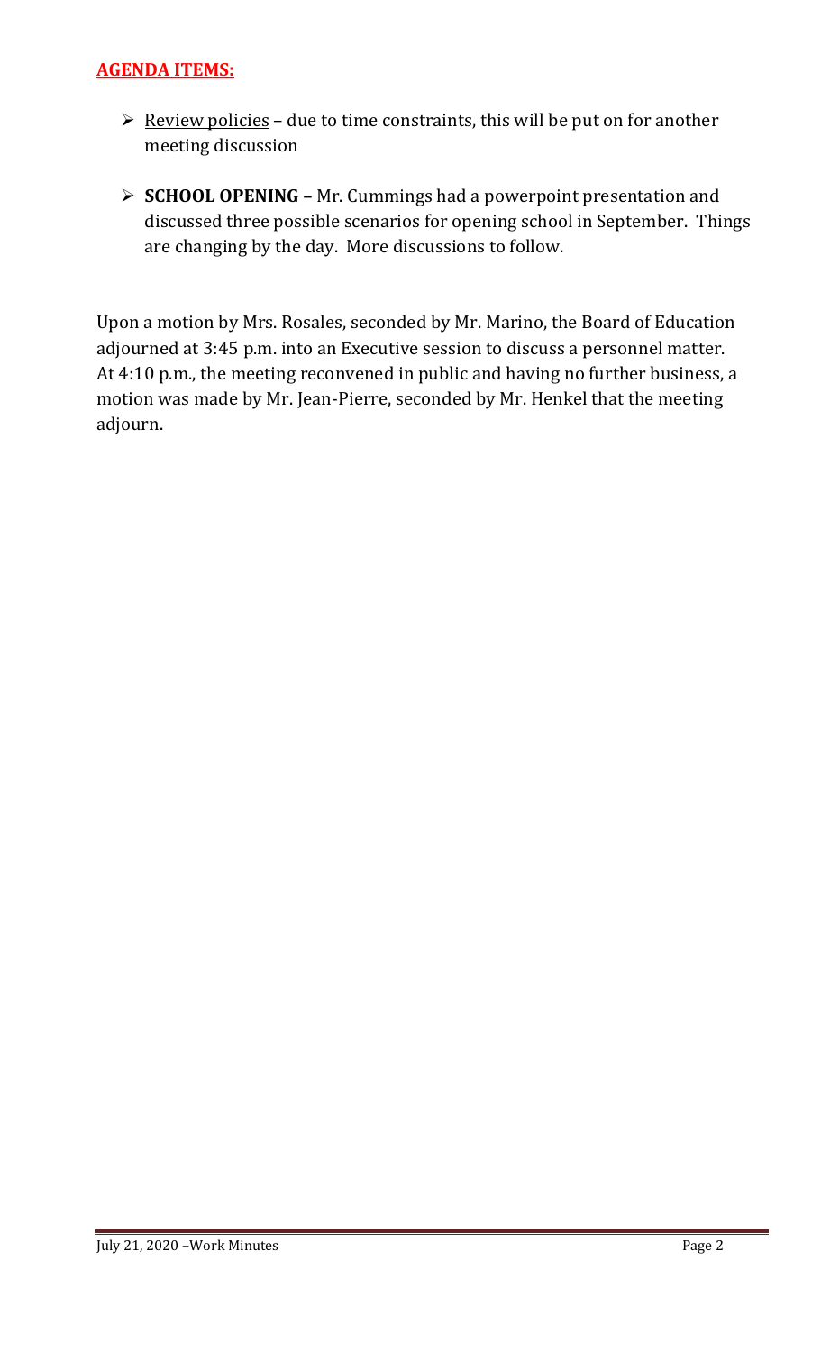**AGENDA ITEMS:**

- Review policies – due to time constraints, this will be put on for another meeting discussion
- **SCHOOL OPENING –** Mr. Cummings had a powerpoint presentation and discussed three possible scenarios for opening school in September. Things are changing by the day. More discussions to follow.

Upon a motion by Mrs. Rosales, seconded by Mr. Marino, the Board of Education adjourned at 3:45 p.m. into an Executive session to discuss a personnel matter. At 4:10 p.m., the meeting reconvened in public and having no further business, a motion was made by Mr. Jean-Pierre, seconded by Mr. Henkel that the meeting adjourn.